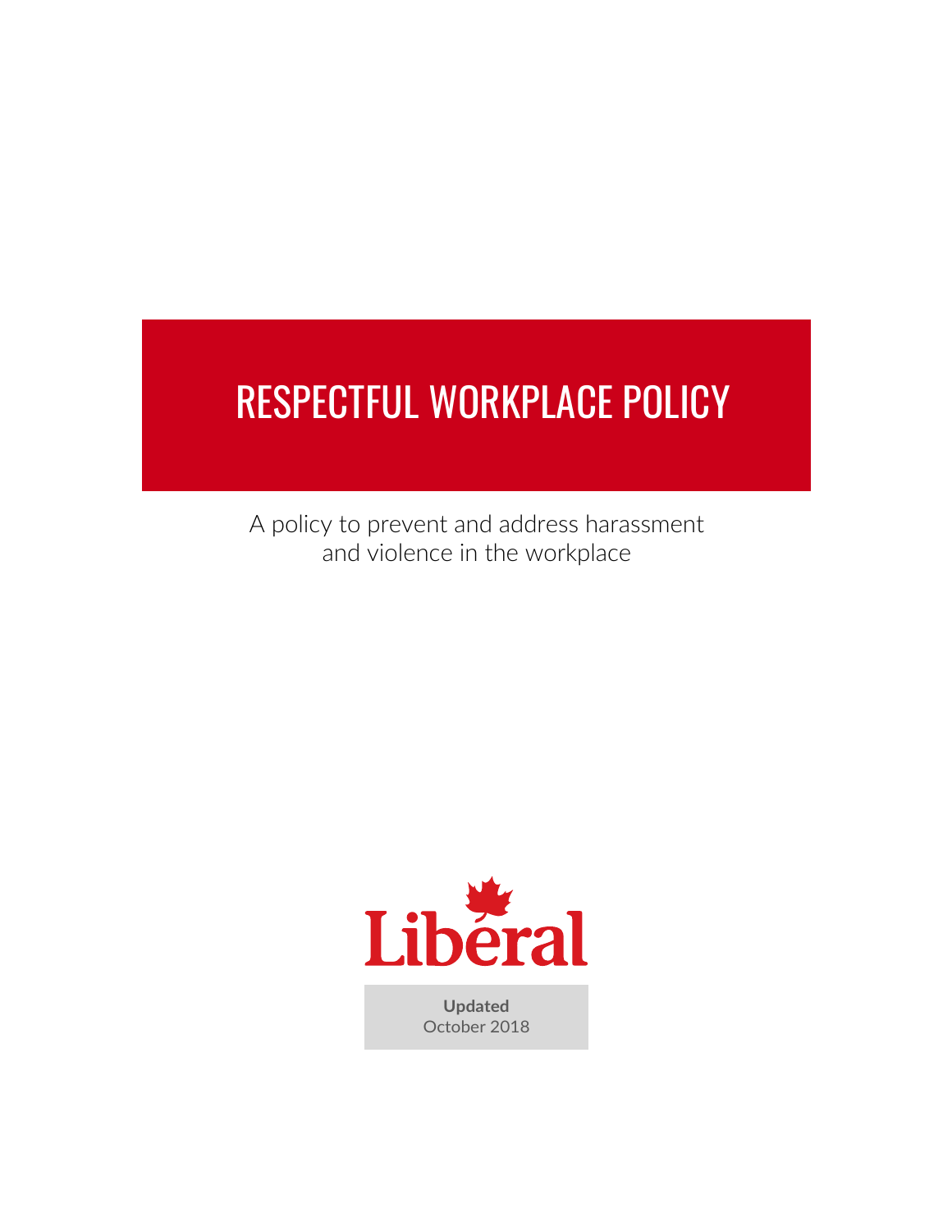# RESPECTFUL WORKPLACE POLICY

A policy to prevent and address harassment and violence in the workplace

Liberal

**Updated**
October 2018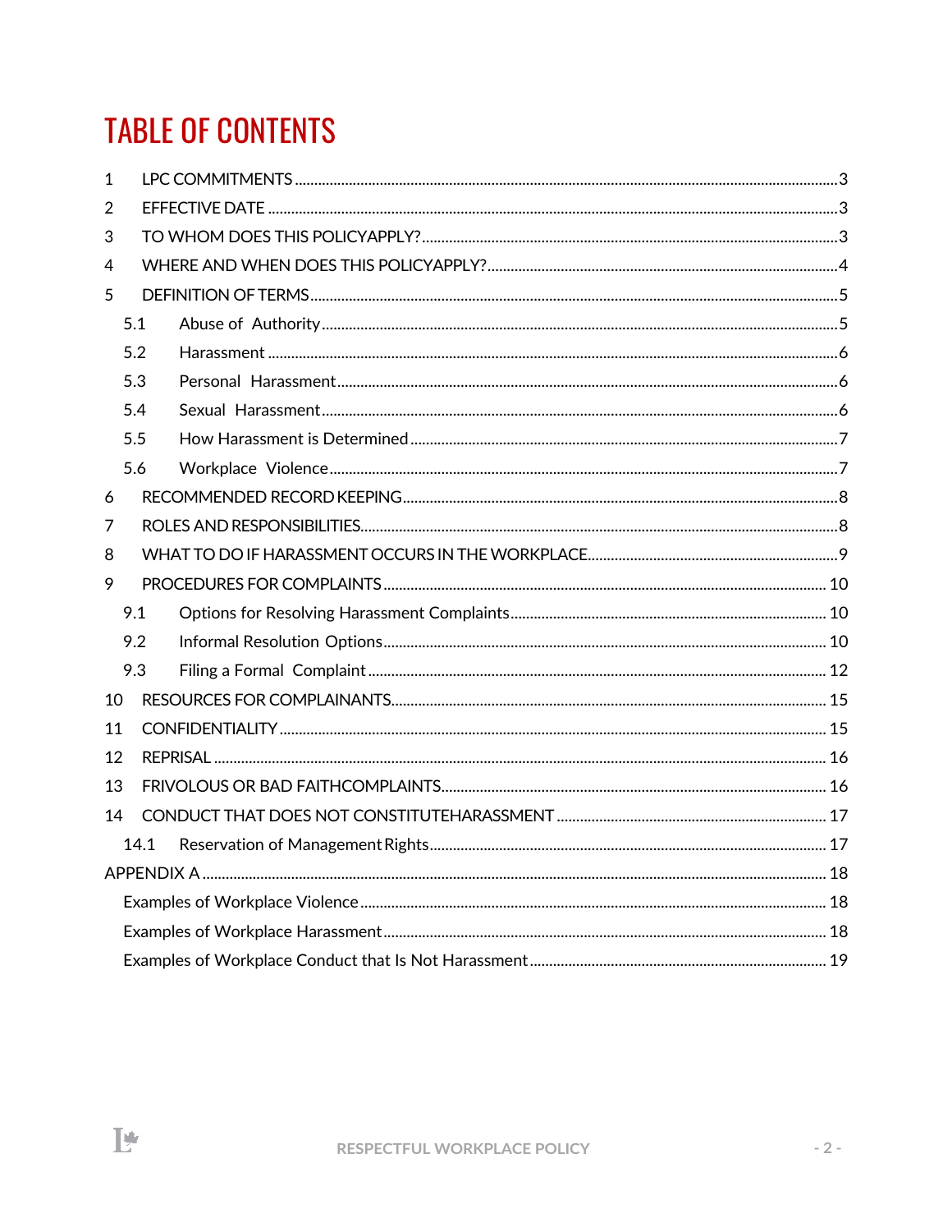# TABLE OF CONTENTS

1 LPC COMMITMENTS .......... 3
2 EFFECTIVE DATE .......... 3
3 TO WHOM DOES THIS POLICYAPPLY? .......... 3
4 WHERE AND WHEN DOES THIS POLICYAPPLY? .......... 4
5 DEFINITION OF TERMS .......... 5
 5.1 Abuse of Authority .......... 5
 5.2 Harassment .......... 6
 5.3 Personal Harassment .......... 6
 5.4 Sexual Harassment .......... 6
 5.5 How Harassment is Determined .......... 7
 5.6 Workplace Violence .......... 7
6 RECOMMENDED RECORD KEEPING .......... 8
7 ROLES AND RESPONSIBILITIES .......... 8
8 WHAT TO DO IF HARASSMENT OCCURS IN THE WORKPLACE .......... 9
9 PROCEDURES FOR COMPLAINTS .......... 10
 9.1 Options for Resolving Harassment Complaints .......... 10
 9.2 Informal Resolution Options .......... 10
 9.3 Filing a Formal Complaint .......... 12
10 RESOURCES FOR COMPLAINANTS .......... 15
11 CONFIDENTIALITY .......... 15
12 REPRISAL .......... 16
13 FRIVOLOUS OR BAD FAITHCOMPLAINTS .......... 16
14 CONDUCT THAT DOES NOT CONSTITUTEHARASSMENT .......... 17
 14.1 Reservation of Management Rights .......... 17
APPENDIX A .......... 18
 Examples of Workplace Violence .......... 18
 Examples of Workplace Harassment .......... 18
 Examples of Workplace Conduct that Is Not Harassment .......... 19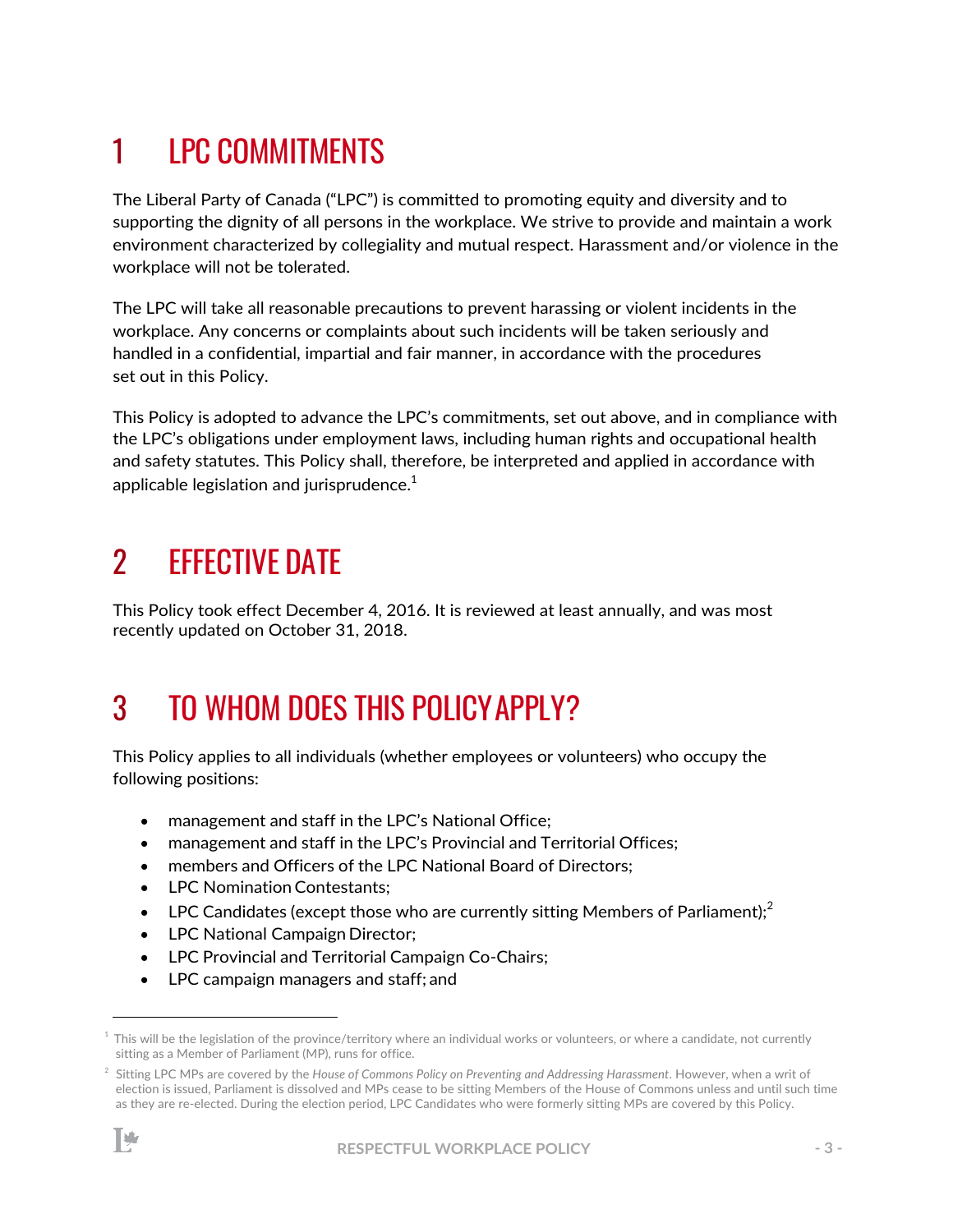# 1 LPC COMMITMENTS

The Liberal Party of Canada ("LPC") is committed to promoting equity and diversity and to supporting the dignity of all persons in the workplace. We strive to provide and maintain a work environment characterized by collegiality and mutual respect. Harassment and/or violence in the workplace will not be tolerated.

The LPC will take all reasonable precautions to prevent harassing or violent incidents in the workplace. Any concerns or complaints about such incidents will be taken seriously and handled in a confidential, impartial and fair manner, in accordance with the procedures set out in this Policy.

This Policy is adopted to advance the LPC's commitments, set out above, and in compliance with the LPC's obligations under employment laws, including human rights and occupational health and safety statutes. This Policy shall, therefore, be interpreted and applied in accordance with applicable legislation and jurisprudence.[1]

# 2 EFFECTIVE DATE

This Policy took effect December 4, 2016. It is reviewed at least annually, and was most recently updated on October 31, 2018.

# 3 TO WHOM DOES THIS POLICY APPLY?

This Policy applies to all individuals (whether employees or volunteers) who occupy the following positions:

- management and staff in the LPC's National Office;
- management and staff in the LPC's Provincial and Territorial Offices;
- members and Officers of the LPC National Board of Directors;
- LPC Nomination Contestants;
- LPC Candidates (except those who are currently sitting Members of Parliament);[2]
- LPC National Campaign Director;
- LPC Provincial and Territorial Campaign Co-Chairs;
- LPC campaign managers and staff; and

---

[1] This will be the legislation of the province/territory where an individual works or volunteers, or where a candidate, not currently sitting as a Member of Parliament (MP), runs for office.

[2] Sitting LPC MPs are covered by the *House of Commons Policy on Preventing and Addressing Harassment*. However, when a writ of election is issued, Parliament is dissolved and MPs cease to be sitting Members of the House of Commons unless and until such time as they are re-elected. During the election period, LPC Candidates who were formerly sitting MPs are covered by this Policy.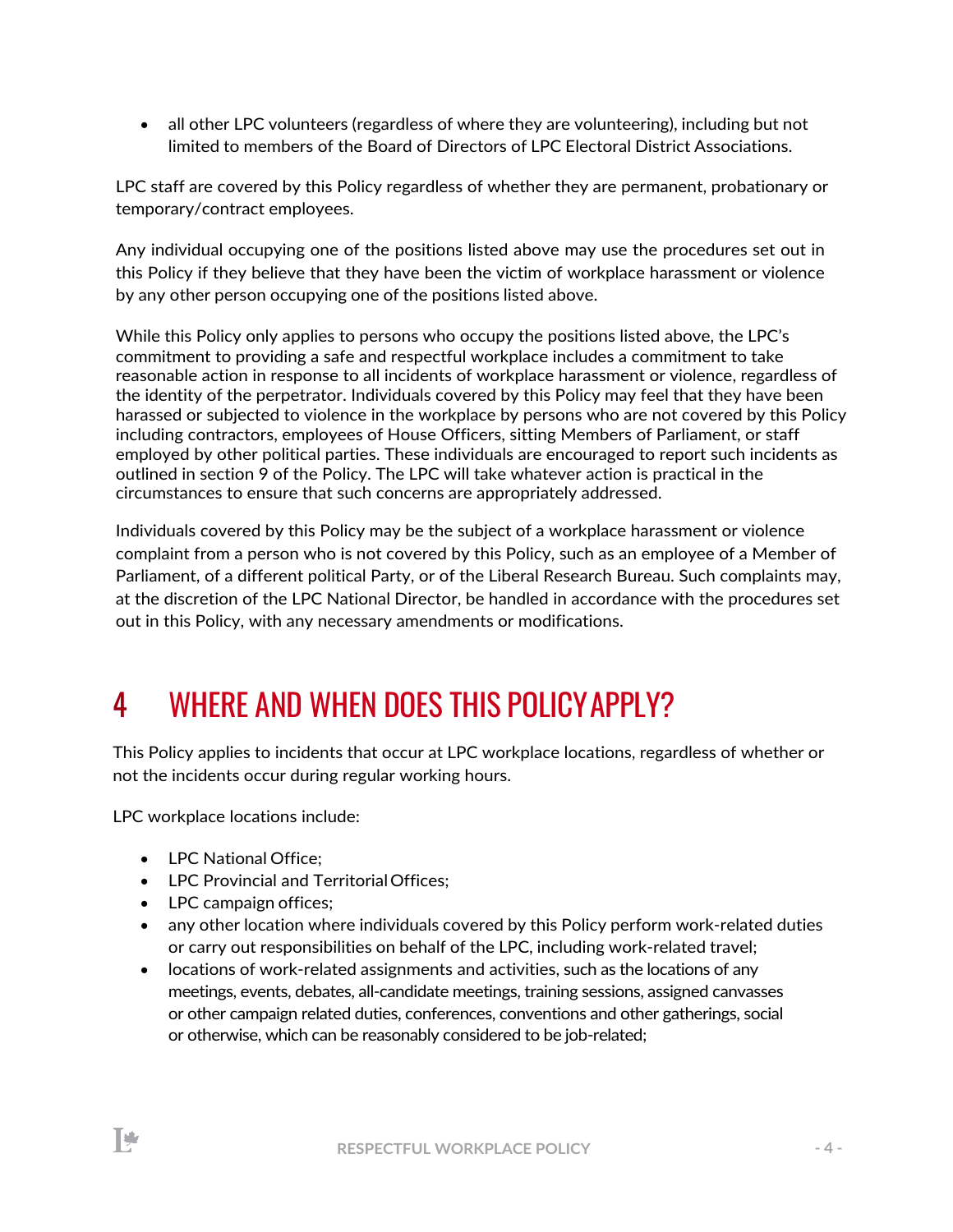- all other LPC volunteers (regardless of where they are volunteering), including but not limited to members of the Board of Directors of LPC Electoral District Associations.

LPC staff are covered by this Policy regardless of whether they are permanent, probationary or temporary/contract employees.

Any individual occupying one of the positions listed above may use the procedures set out in this Policy if they believe that they have been the victim of workplace harassment or violence by any other person occupying one of the positions listed above.

While this Policy only applies to persons who occupy the positions listed above, the LPC's commitment to providing a safe and respectful workplace includes a commitment to take reasonable action in response to all incidents of workplace harassment or violence, regardless of the identity of the perpetrator. Individuals covered by this Policy may feel that they have been harassed or subjected to violence in the workplace by persons who are not covered by this Policy including contractors, employees of House Officers, sitting Members of Parliament, or staff employed by other political parties. These individuals are encouraged to report such incidents as outlined in section 9 of the Policy. The LPC will take whatever action is practical in the circumstances to ensure that such concerns are appropriately addressed.

Individuals covered by this Policy may be the subject of a workplace harassment or violence complaint from a person who is not covered by this Policy, such as an employee of a Member of Parliament, of a different political Party, or of the Liberal Research Bureau. Such complaints may, at the discretion of the LPC National Director, be handled in accordance with the procedures set out in this Policy, with any necessary amendments or modifications.

# 4 WHERE AND WHEN DOES THIS POLICY APPLY?

This Policy applies to incidents that occur at LPC workplace locations, regardless of whether or not the incidents occur during regular working hours.

LPC workplace locations include:

- LPC National Office;
- LPC Provincial and Territorial Offices;
- LPC campaign offices;
- any other location where individuals covered by this Policy perform work-related duties or carry out responsibilities on behalf of the LPC, including work-related travel;
- locations of work-related assignments and activities, such as the locations of any meetings, events, debates, all-candidate meetings, training sessions, assigned canvasses or other campaign related duties, conferences, conventions and other gatherings, social or otherwise, which can be reasonably considered to be job-related;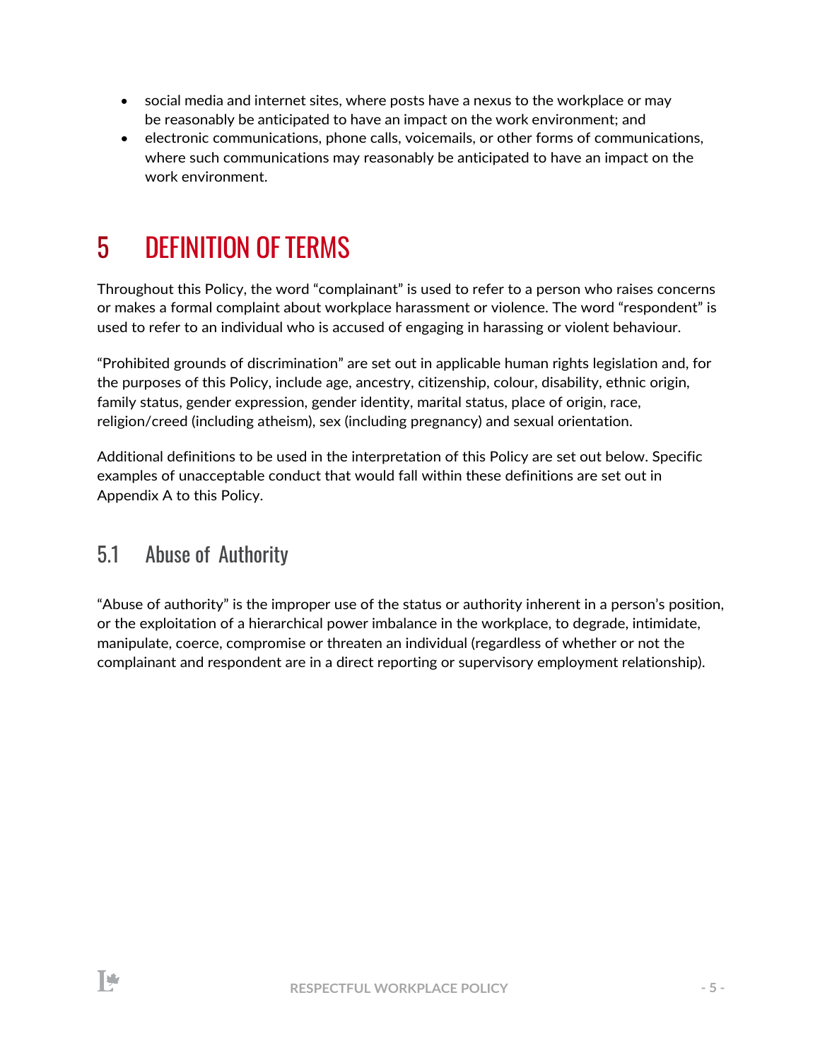- social media and internet sites, where posts have a nexus to the workplace or may be reasonably be anticipated to have an impact on the work environment; and
- electronic communications, phone calls, voicemails, or other forms of communications, where such communications may reasonably be anticipated to have an impact on the work environment.

# 5 DEFINITION OF TERMS

Throughout this Policy, the word "complainant" is used to refer to a person who raises concerns or makes a formal complaint about workplace harassment or violence. The word "respondent" is used to refer to an individual who is accused of engaging in harassing or violent behaviour.

"Prohibited grounds of discrimination" are set out in applicable human rights legislation and, for the purposes of this Policy, include age, ancestry, citizenship, colour, disability, ethnic origin, family status, gender expression, gender identity, marital status, place of origin, race, religion/creed (including atheism), sex (including pregnancy) and sexual orientation.

Additional definitions to be used in the interpretation of this Policy are set out below. Specific examples of unacceptable conduct that would fall within these definitions are set out in Appendix A to this Policy.

## 5.1 Abuse of Authority

"Abuse of authority" is the improper use of the status or authority inherent in a person's position, or the exploitation of a hierarchical power imbalance in the workplace, to degrade, intimidate, manipulate, coerce, compromise or threaten an individual (regardless of whether or not the complainant and respondent are in a direct reporting or supervisory employment relationship).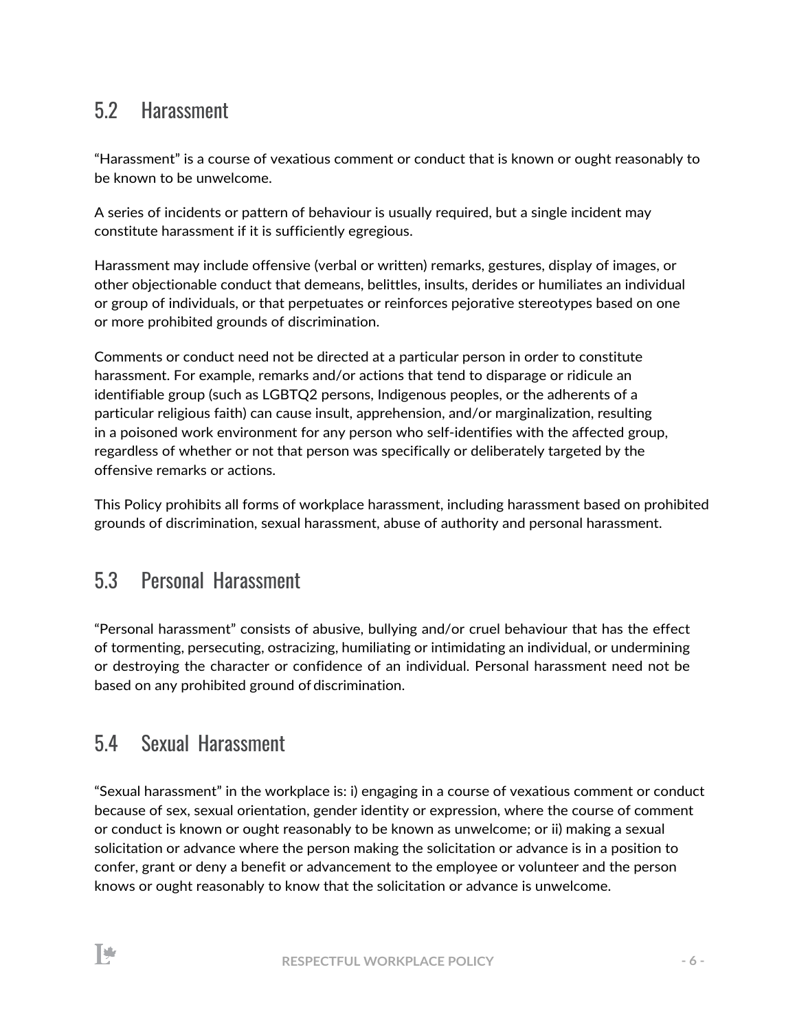## 5.2 Harassment

"Harassment" is a course of vexatious comment or conduct that is known or ought reasonably to be known to be unwelcome.

A series of incidents or pattern of behaviour is usually required, but a single incident may constitute harassment if it is sufficiently egregious.

Harassment may include offensive (verbal or written) remarks, gestures, display of images, or other objectionable conduct that demeans, belittles, insults, derides or humiliates an individual or group of individuals, or that perpetuates or reinforces pejorative stereotypes based on one or more prohibited grounds of discrimination.

Comments or conduct need not be directed at a particular person in order to constitute harassment. For example, remarks and/or actions that tend to disparage or ridicule an identifiable group (such as LGBTQ2 persons, Indigenous peoples, or the adherents of a particular religious faith) can cause insult, apprehension, and/or marginalization, resulting in a poisoned work environment for any person who self-identifies with the affected group, regardless of whether or not that person was specifically or deliberately targeted by the offensive remarks or actions.

This Policy prohibits all forms of workplace harassment, including harassment based on prohibited grounds of discrimination, sexual harassment, abuse of authority and personal harassment.

## 5.3 Personal Harassment

"Personal harassment" consists of abusive, bullying and/or cruel behaviour that has the effect of tormenting, persecuting, ostracizing, humiliating or intimidating an individual, or undermining or destroying the character or confidence of an individual. Personal harassment need not be based on any prohibited ground of discrimination.

## 5.4 Sexual Harassment

"Sexual harassment" in the workplace is: i) engaging in a course of vexatious comment or conduct because of sex, sexual orientation, gender identity or expression, where the course of comment or conduct is known or ought reasonably to be known as unwelcome; or ii) making a sexual solicitation or advance where the person making the solicitation or advance is in a position to confer, grant or deny a benefit or advancement to the employee or volunteer and the person knows or ought reasonably to know that the solicitation or advance is unwelcome.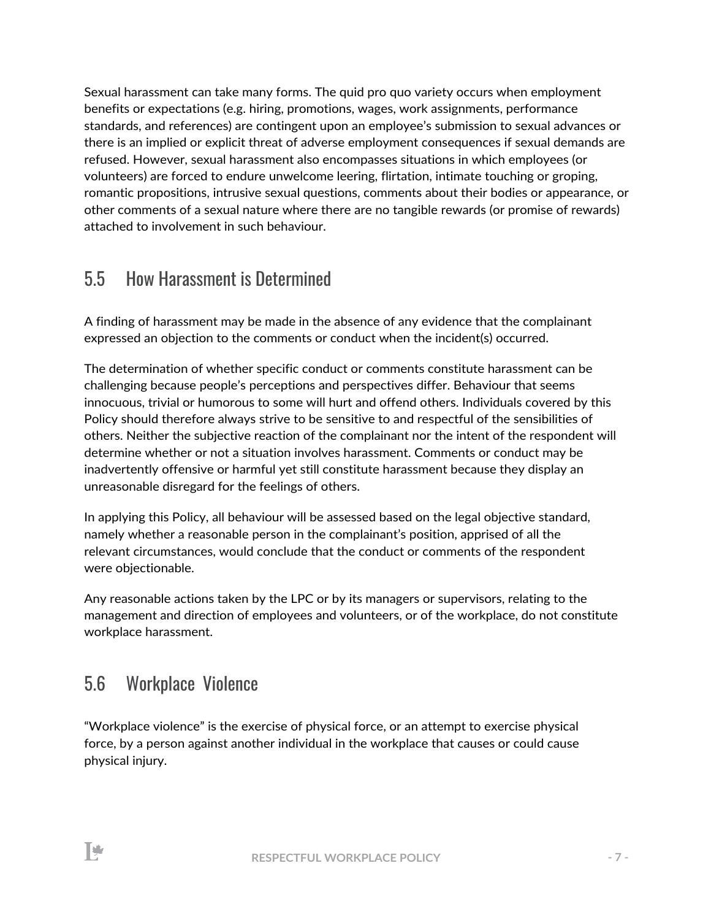Sexual harassment can take many forms. The quid pro quo variety occurs when employment benefits or expectations (e.g. hiring, promotions, wages, work assignments, performance standards, and references) are contingent upon an employee's submission to sexual advances or there is an implied or explicit threat of adverse employment consequences if sexual demands are refused. However, sexual harassment also encompasses situations in which employees (or volunteers) are forced to endure unwelcome leering, flirtation, intimate touching or groping, romantic propositions, intrusive sexual questions, comments about their bodies or appearance, or other comments of a sexual nature where there are no tangible rewards (or promise of rewards) attached to involvement in such behaviour.

## 5.5 How Harassment is Determined

A finding of harassment may be made in the absence of any evidence that the complainant expressed an objection to the comments or conduct when the incident(s) occurred.

The determination of whether specific conduct or comments constitute harassment can be challenging because people's perceptions and perspectives differ. Behaviour that seems innocuous, trivial or humorous to some will hurt and offend others. Individuals covered by this Policy should therefore always strive to be sensitive to and respectful of the sensibilities of others. Neither the subjective reaction of the complainant nor the intent of the respondent will determine whether or not a situation involves harassment. Comments or conduct may be inadvertently offensive or harmful yet still constitute harassment because they display an unreasonable disregard for the feelings of others.

In applying this Policy, all behaviour will be assessed based on the legal objective standard, namely whether a reasonable person in the complainant's position, apprised of all the relevant circumstances, would conclude that the conduct or comments of the respondent were objectionable.

Any reasonable actions taken by the LPC or by its managers or supervisors, relating to the management and direction of employees and volunteers, or of the workplace, do not constitute workplace harassment.

## 5.6 Workplace Violence

"Workplace violence" is the exercise of physical force, or an attempt to exercise physical force, by a person against another individual in the workplace that causes or could cause physical injury.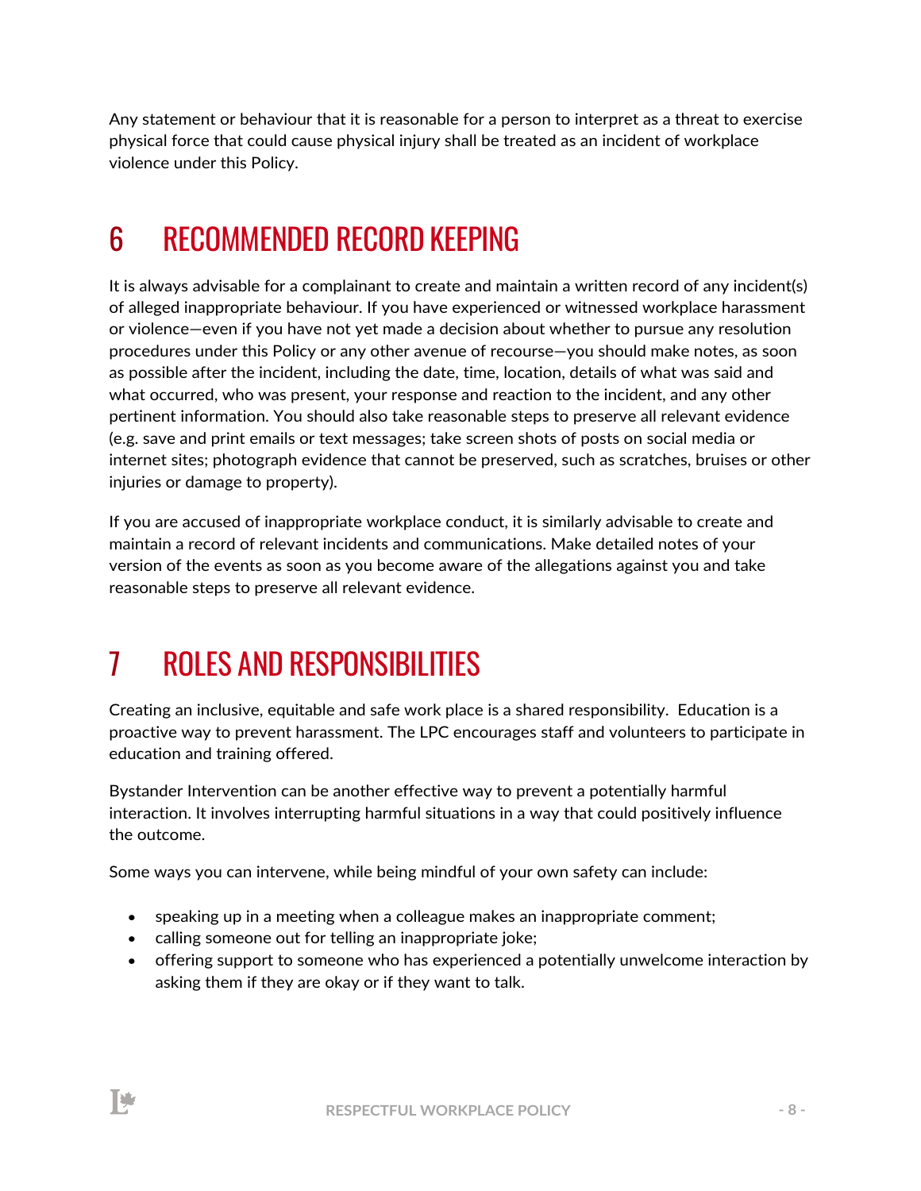Any statement or behaviour that it is reasonable for a person to interpret as a threat to exercise physical force that could cause physical injury shall be treated as an incident of workplace violence under this Policy.

# 6 RECOMMENDED RECORD KEEPING

It is always advisable for a complainant to create and maintain a written record of any incident(s) of alleged inappropriate behaviour. If you have experienced or witnessed workplace harassment or violence—even if you have not yet made a decision about whether to pursue any resolution procedures under this Policy or any other avenue of recourse—you should make notes, as soon as possible after the incident, including the date, time, location, details of what was said and what occurred, who was present, your response and reaction to the incident, and any other pertinent information. You should also take reasonable steps to preserve all relevant evidence (e.g. save and print emails or text messages; take screen shots of posts on social media or internet sites; photograph evidence that cannot be preserved, such as scratches, bruises or other injuries or damage to property).

If you are accused of inappropriate workplace conduct, it is similarly advisable to create and maintain a record of relevant incidents and communications. Make detailed notes of your version of the events as soon as you become aware of the allegations against you and take reasonable steps to preserve all relevant evidence.

# 7 ROLES AND RESPONSIBILITIES

Creating an inclusive, equitable and safe work place is a shared responsibility. Education is a proactive way to prevent harassment. The LPC encourages staff and volunteers to participate in education and training offered.

Bystander Intervention can be another effective way to prevent a potentially harmful interaction. It involves interrupting harmful situations in a way that could positively influence the outcome.

Some ways you can intervene, while being mindful of your own safety can include:

- speaking up in a meeting when a colleague makes an inappropriate comment;
- calling someone out for telling an inappropriate joke;
- offering support to someone who has experienced a potentially unwelcome interaction by asking them if they are okay or if they want to talk.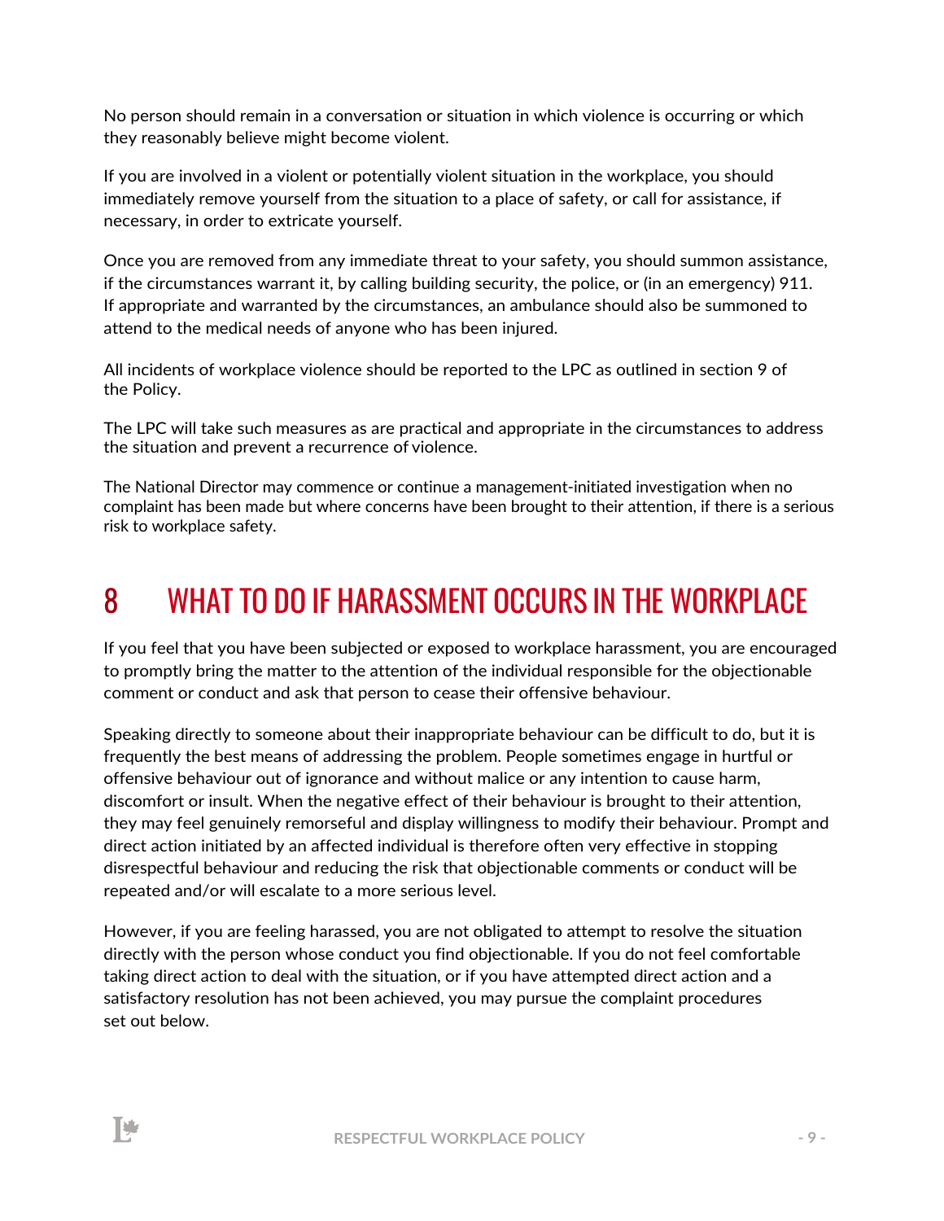No person should remain in a conversation or situation in which violence is occurring or which they reasonably believe might become violent.

If you are involved in a violent or potentially violent situation in the workplace, you should immediately remove yourself from the situation to a place of safety, or call for assistance, if necessary, in order to extricate yourself.

Once you are removed from any immediate threat to your safety, you should summon assistance, if the circumstances warrant it, by calling building security, the police, or (in an emergency) 911. If appropriate and warranted by the circumstances, an ambulance should also be summoned to attend to the medical needs of anyone who has been injured.

All incidents of workplace violence should be reported to the LPC as outlined in section 9 of the Policy.

The LPC will take such measures as are practical and appropriate in the circumstances to address the situation and prevent a recurrence of violence.

The National Director may commence or continue a management-initiated investigation when no complaint has been made but where concerns have been brought to their attention, if there is a serious risk to workplace safety.

# 8 WHAT TO DO IF HARASSMENT OCCURS IN THE WORKPLACE

If you feel that you have been subjected or exposed to workplace harassment, you are encouraged to promptly bring the matter to the attention of the individual responsible for the objectionable comment or conduct and ask that person to cease their offensive behaviour.

Speaking directly to someone about their inappropriate behaviour can be difficult to do, but it is frequently the best means of addressing the problem. People sometimes engage in hurtful or offensive behaviour out of ignorance and without malice or any intention to cause harm, discomfort or insult. When the negative effect of their behaviour is brought to their attention, they may feel genuinely remorseful and display willingness to modify their behaviour. Prompt and direct action initiated by an affected individual is therefore often very effective in stopping disrespectful behaviour and reducing the risk that objectionable comments or conduct will be repeated and/or will escalate to a more serious level.

However, if you are feeling harassed, you are not obligated to attempt to resolve the situation directly with the person whose conduct you find objectionable. If you do not feel comfortable taking direct action to deal with the situation, or if you have attempted direct action and a satisfactory resolution has not been achieved, you may pursue the complaint procedures set out below.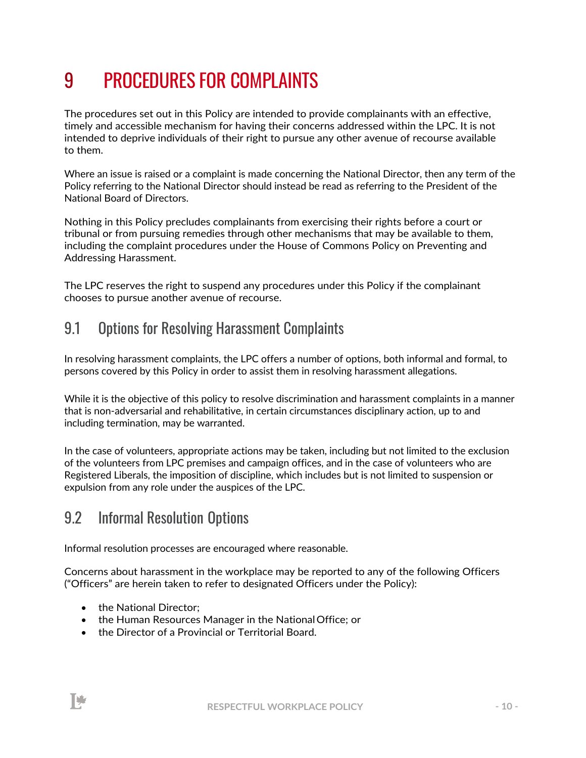# 9 PROCEDURES FOR COMPLAINTS

The procedures set out in this Policy are intended to provide complainants with an effective, timely and accessible mechanism for having their concerns addressed within the LPC. It is not intended to deprive individuals of their right to pursue any other avenue of recourse available to them.

Where an issue is raised or a complaint is made concerning the National Director, then any term of the Policy referring to the National Director should instead be read as referring to the President of the National Board of Directors.

Nothing in this Policy precludes complainants from exercising their rights before a court or tribunal or from pursuing remedies through other mechanisms that may be available to them, including the complaint procedures under the House of Commons Policy on Preventing and Addressing Harassment.

The LPC reserves the right to suspend any procedures under this Policy if the complainant chooses to pursue another avenue of recourse.

## 9.1 Options for Resolving Harassment Complaints

In resolving harassment complaints, the LPC offers a number of options, both informal and formal, to persons covered by this Policy in order to assist them in resolving harassment allegations.

While it is the objective of this policy to resolve discrimination and harassment complaints in a manner that is non-adversarial and rehabilitative, in certain circumstances disciplinary action, up to and including termination, may be warranted.

In the case of volunteers, appropriate actions may be taken, including but not limited to the exclusion of the volunteers from LPC premises and campaign offices, and in the case of volunteers who are Registered Liberals, the imposition of discipline, which includes but is not limited to suspension or expulsion from any role under the auspices of the LPC.

## 9.2 Informal Resolution Options

Informal resolution processes are encouraged where reasonable.

Concerns about harassment in the workplace may be reported to any of the following Officers ("Officers" are herein taken to refer to designated Officers under the Policy):

- the National Director;
- the Human Resources Manager in the National Office; or
- the Director of a Provincial or Territorial Board.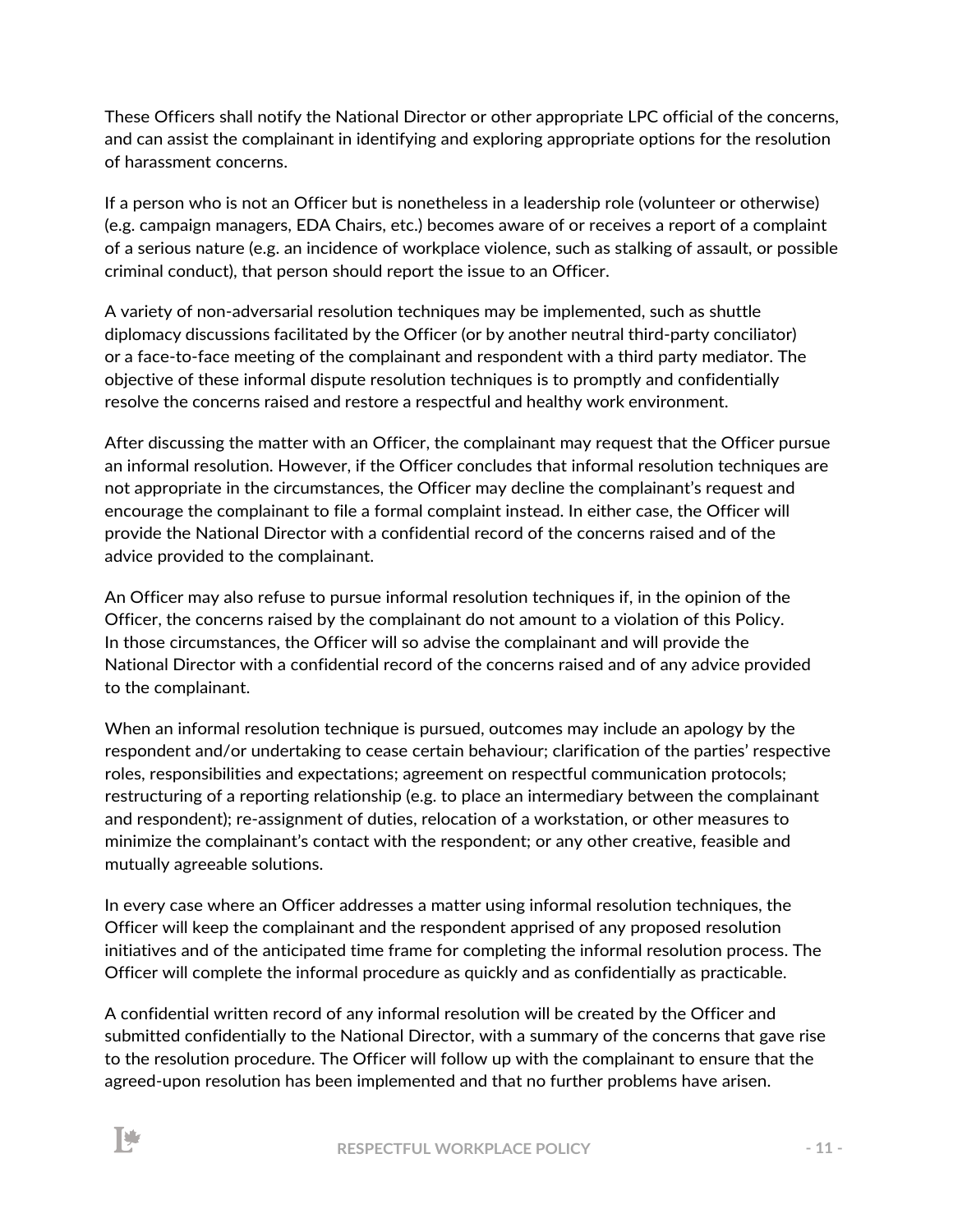These Officers shall notify the National Director or other appropriate LPC official of the concerns, and can assist the complainant in identifying and exploring appropriate options for the resolution of harassment concerns.

If a person who is not an Officer but is nonetheless in a leadership role (volunteer or otherwise) (e.g. campaign managers, EDA Chairs, etc.) becomes aware of or receives a report of a complaint of a serious nature (e.g. an incidence of workplace violence, such as stalking of assault, or possible criminal conduct), that person should report the issue to an Officer.

A variety of non-adversarial resolution techniques may be implemented, such as shuttle diplomacy discussions facilitated by the Officer (or by another neutral third-party conciliator) or a face-to-face meeting of the complainant and respondent with a third party mediator. The objective of these informal dispute resolution techniques is to promptly and confidentially resolve the concerns raised and restore a respectful and healthy work environment.

After discussing the matter with an Officer, the complainant may request that the Officer pursue an informal resolution. However, if the Officer concludes that informal resolution techniques are not appropriate in the circumstances, the Officer may decline the complainant's request and encourage the complainant to file a formal complaint instead. In either case, the Officer will provide the National Director with a confidential record of the concerns raised and of the advice provided to the complainant.

An Officer may also refuse to pursue informal resolution techniques if, in the opinion of the Officer, the concerns raised by the complainant do not amount to a violation of this Policy. In those circumstances, the Officer will so advise the complainant and will provide the National Director with a confidential record of the concerns raised and of any advice provided to the complainant.

When an informal resolution technique is pursued, outcomes may include an apology by the respondent and/or undertaking to cease certain behaviour; clarification of the parties' respective roles, responsibilities and expectations; agreement on respectful communication protocols; restructuring of a reporting relationship (e.g. to place an intermediary between the complainant and respondent); re-assignment of duties, relocation of a workstation, or other measures to minimize the complainant's contact with the respondent; or any other creative, feasible and mutually agreeable solutions.

In every case where an Officer addresses a matter using informal resolution techniques, the Officer will keep the complainant and the respondent apprised of any proposed resolution initiatives and of the anticipated time frame for completing the informal resolution process. The Officer will complete the informal procedure as quickly and as confidentially as practicable.

A confidential written record of any informal resolution will be created by the Officer and submitted confidentially to the National Director, with a summary of the concerns that gave rise to the resolution procedure. The Officer will follow up with the complainant to ensure that the agreed-upon resolution has been implemented and that no further problems have arisen.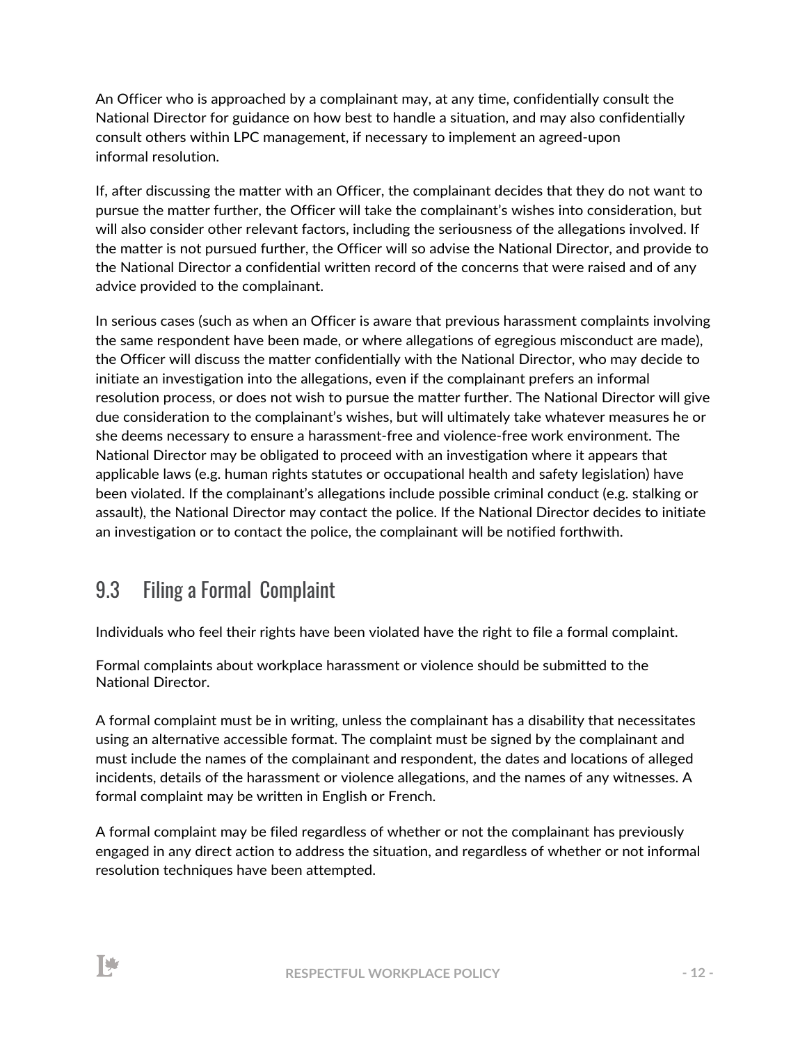An Officer who is approached by a complainant may, at any time, confidentially consult the National Director for guidance on how best to handle a situation, and may also confidentially consult others within LPC management, if necessary to implement an agreed-upon informal resolution.

If, after discussing the matter with an Officer, the complainant decides that they do not want to pursue the matter further, the Officer will take the complainant's wishes into consideration, but will also consider other relevant factors, including the seriousness of the allegations involved. If the matter is not pursued further, the Officer will so advise the National Director, and provide to the National Director a confidential written record of the concerns that were raised and of any advice provided to the complainant.

In serious cases (such as when an Officer is aware that previous harassment complaints involving the same respondent have been made, or where allegations of egregious misconduct are made), the Officer will discuss the matter confidentially with the National Director, who may decide to initiate an investigation into the allegations, even if the complainant prefers an informal resolution process, or does not wish to pursue the matter further. The National Director will give due consideration to the complainant's wishes, but will ultimately take whatever measures he or she deems necessary to ensure a harassment-free and violence-free work environment. The National Director may be obligated to proceed with an investigation where it appears that applicable laws (e.g. human rights statutes or occupational health and safety legislation) have been violated. If the complainant's allegations include possible criminal conduct (e.g. stalking or assault), the National Director may contact the police. If the National Director decides to initiate an investigation or to contact the police, the complainant will be notified forthwith.

## 9.3 Filing a Formal Complaint

Individuals who feel their rights have been violated have the right to file a formal complaint.

Formal complaints about workplace harassment or violence should be submitted to the National Director.

A formal complaint must be in writing, unless the complainant has a disability that necessitates using an alternative accessible format. The complaint must be signed by the complainant and must include the names of the complainant and respondent, the dates and locations of alleged incidents, details of the harassment or violence allegations, and the names of any witnesses. A formal complaint may be written in English or French.

A formal complaint may be filed regardless of whether or not the complainant has previously engaged in any direct action to address the situation, and regardless of whether or not informal resolution techniques have been attempted.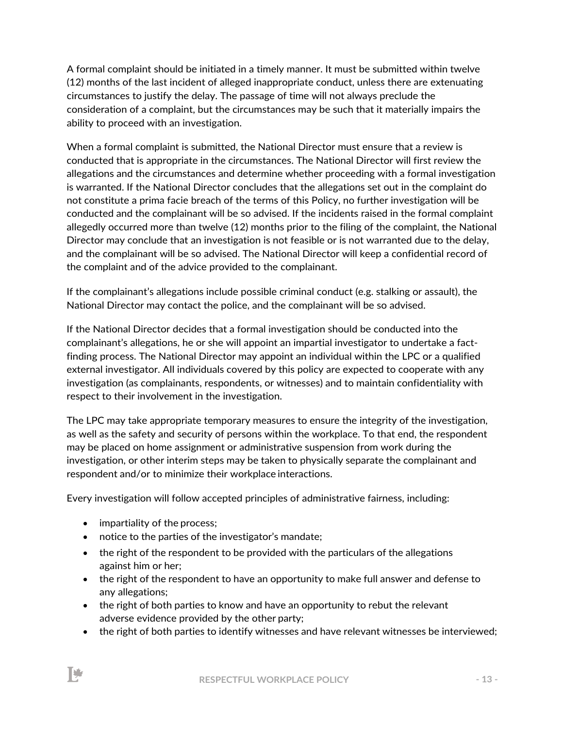A formal complaint should be initiated in a timely manner. It must be submitted within twelve (12) months of the last incident of alleged inappropriate conduct, unless there are extenuating circumstances to justify the delay. The passage of time will not always preclude the consideration of a complaint, but the circumstances may be such that it materially impairs the ability to proceed with an investigation.

When a formal complaint is submitted, the National Director must ensure that a review is conducted that is appropriate in the circumstances. The National Director will first review the allegations and the circumstances and determine whether proceeding with a formal investigation is warranted. If the National Director concludes that the allegations set out in the complaint do not constitute a prima facie breach of the terms of this Policy, no further investigation will be conducted and the complainant will be so advised. If the incidents raised in the formal complaint allegedly occurred more than twelve (12) months prior to the filing of the complaint, the National Director may conclude that an investigation is not feasible or is not warranted due to the delay, and the complainant will be so advised. The National Director will keep a confidential record of the complaint and of the advice provided to the complainant.

If the complainant's allegations include possible criminal conduct (e.g. stalking or assault), the National Director may contact the police, and the complainant will be so advised.

If the National Director decides that a formal investigation should be conducted into the complainant's allegations, he or she will appoint an impartial investigator to undertake a fact-finding process. The National Director may appoint an individual within the LPC or a qualified external investigator. All individuals covered by this policy are expected to cooperate with any investigation (as complainants, respondents, or witnesses) and to maintain confidentiality with respect to their involvement in the investigation.

The LPC may take appropriate temporary measures to ensure the integrity of the investigation, as well as the safety and security of persons within the workplace. To that end, the respondent may be placed on home assignment or administrative suspension from work during the investigation, or other interim steps may be taken to physically separate the complainant and respondent and/or to minimize their workplace interactions.

Every investigation will follow accepted principles of administrative fairness, including:

- impartiality of the process;
- notice to the parties of the investigator's mandate;
- the right of the respondent to be provided with the particulars of the allegations against him or her;
- the right of the respondent to have an opportunity to make full answer and defense to any allegations;
- the right of both parties to know and have an opportunity to rebut the relevant adverse evidence provided by the other party;
- the right of both parties to identify witnesses and have relevant witnesses be interviewed;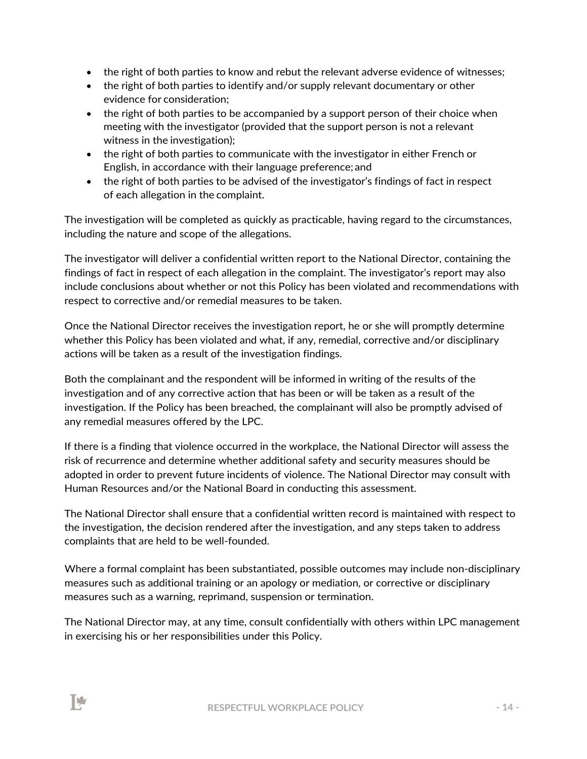- the right of both parties to know and rebut the relevant adverse evidence of witnesses;
- the right of both parties to identify and/or supply relevant documentary or other evidence for consideration;
- the right of both parties to be accompanied by a support person of their choice when meeting with the investigator (provided that the support person is not a relevant witness in the investigation);
- the right of both parties to communicate with the investigator in either French or English, in accordance with their language preference; and
- the right of both parties to be advised of the investigator's findings of fact in respect of each allegation in the complaint.

The investigation will be completed as quickly as practicable, having regard to the circumstances, including the nature and scope of the allegations.

The investigator will deliver a confidential written report to the National Director, containing the findings of fact in respect of each allegation in the complaint. The investigator's report may also include conclusions about whether or not this Policy has been violated and recommendations with respect to corrective and/or remedial measures to be taken.

Once the National Director receives the investigation report, he or she will promptly determine whether this Policy has been violated and what, if any, remedial, corrective and/or disciplinary actions will be taken as a result of the investigation findings.

Both the complainant and the respondent will be informed in writing of the results of the investigation and of any corrective action that has been or will be taken as a result of the investigation. If the Policy has been breached, the complainant will also be promptly advised of any remedial measures offered by the LPC.

If there is a finding that violence occurred in the workplace, the National Director will assess the risk of recurrence and determine whether additional safety and security measures should be adopted in order to prevent future incidents of violence. The National Director may consult with Human Resources and/or the National Board in conducting this assessment.

The National Director shall ensure that a confidential written record is maintained with respect to the investigation, the decision rendered after the investigation, and any steps taken to address complaints that are held to be well-founded.

Where a formal complaint has been substantiated, possible outcomes may include non-disciplinary measures such as additional training or an apology or mediation, or corrective or disciplinary measures such as a warning, reprimand, suspension or termination.

The National Director may, at any time, consult confidentially with others within LPC management in exercising his or her responsibilities under this Policy.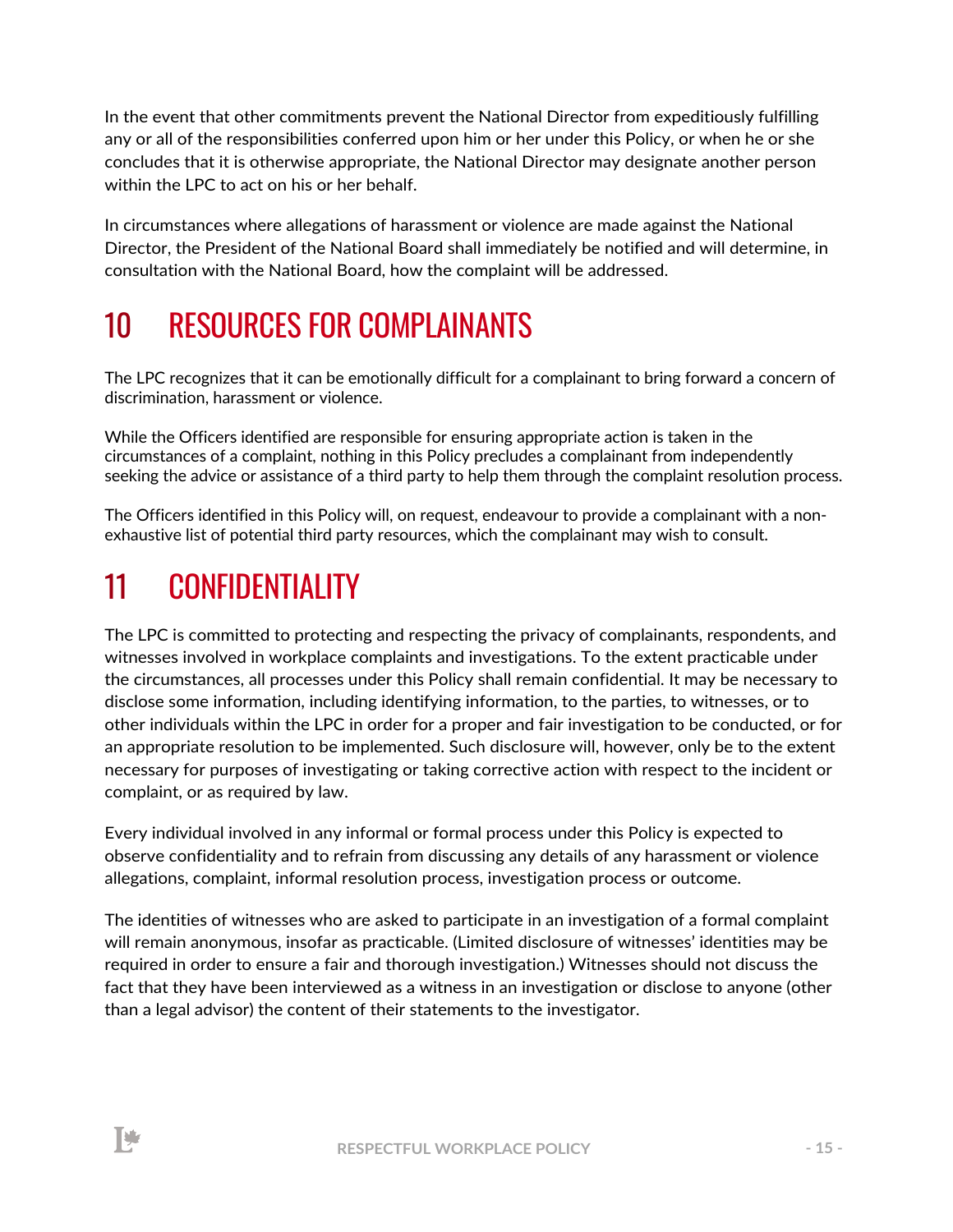In the event that other commitments prevent the National Director from expeditiously fulfilling any or all of the responsibilities conferred upon him or her under this Policy, or when he or she concludes that it is otherwise appropriate, the National Director may designate another person within the LPC to act on his or her behalf.

In circumstances where allegations of harassment or violence are made against the National Director, the President of the National Board shall immediately be notified and will determine, in consultation with the National Board, how the complaint will be addressed.

# 10 RESOURCES FOR COMPLAINANTS

The LPC recognizes that it can be emotionally difficult for a complainant to bring forward a concern of discrimination, harassment or violence.

While the Officers identified are responsible for ensuring appropriate action is taken in the circumstances of a complaint, nothing in this Policy precludes a complainant from independently seeking the advice or assistance of a third party to help them through the complaint resolution process.

The Officers identified in this Policy will, on request, endeavour to provide a complainant with a non-exhaustive list of potential third party resources, which the complainant may wish to consult.

# 11 CONFIDENTIALITY

The LPC is committed to protecting and respecting the privacy of complainants, respondents, and witnesses involved in workplace complaints and investigations. To the extent practicable under the circumstances, all processes under this Policy shall remain confidential. It may be necessary to disclose some information, including identifying information, to the parties, to witnesses, or to other individuals within the LPC in order for a proper and fair investigation to be conducted, or for an appropriate resolution to be implemented. Such disclosure will, however, only be to the extent necessary for purposes of investigating or taking corrective action with respect to the incident or complaint, or as required by law.

Every individual involved in any informal or formal process under this Policy is expected to observe confidentiality and to refrain from discussing any details of any harassment or violence allegations, complaint, informal resolution process, investigation process or outcome.

The identities of witnesses who are asked to participate in an investigation of a formal complaint will remain anonymous, insofar as practicable. (Limited disclosure of witnesses' identities may be required in order to ensure a fair and thorough investigation.) Witnesses should not discuss the fact that they have been interviewed as a witness in an investigation or disclose to anyone (other than a legal advisor) the content of their statements to the investigator.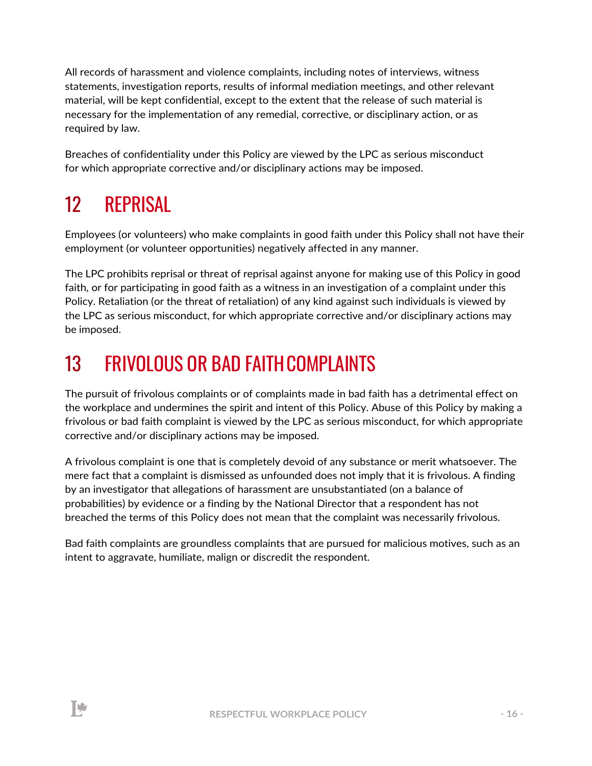All records of harassment and violence complaints, including notes of interviews, witness statements, investigation reports, results of informal mediation meetings, and other relevant material, will be kept confidential, except to the extent that the release of such material is necessary for the implementation of any remedial, corrective, or disciplinary action, or as required by law.

Breaches of confidentiality under this Policy are viewed by the LPC as serious misconduct for which appropriate corrective and/or disciplinary actions may be imposed.

# 12 REPRISAL

Employees (or volunteers) who make complaints in good faith under this Policy shall not have their employment (or volunteer opportunities) negatively affected in any manner.

The LPC prohibits reprisal or threat of reprisal against anyone for making use of this Policy in good faith, or for participating in good faith as a witness in an investigation of a complaint under this Policy. Retaliation (or the threat of retaliation) of any kind against such individuals is viewed by the LPC as serious misconduct, for which appropriate corrective and/or disciplinary actions may be imposed.

# 13 FRIVOLOUS OR BAD FAITH COMPLAINTS

The pursuit of frivolous complaints or of complaints made in bad faith has a detrimental effect on the workplace and undermines the spirit and intent of this Policy. Abuse of this Policy by making a frivolous or bad faith complaint is viewed by the LPC as serious misconduct, for which appropriate corrective and/or disciplinary actions may be imposed.

A frivolous complaint is one that is completely devoid of any substance or merit whatsoever. The mere fact that a complaint is dismissed as unfounded does not imply that it is frivolous. A finding by an investigator that allegations of harassment are unsubstantiated (on a balance of probabilities) by evidence or a finding by the National Director that a respondent has not breached the terms of this Policy does not mean that the complaint was necessarily frivolous.

Bad faith complaints are groundless complaints that are pursued for malicious motives, such as an intent to aggravate, humiliate, malign or discredit the respondent.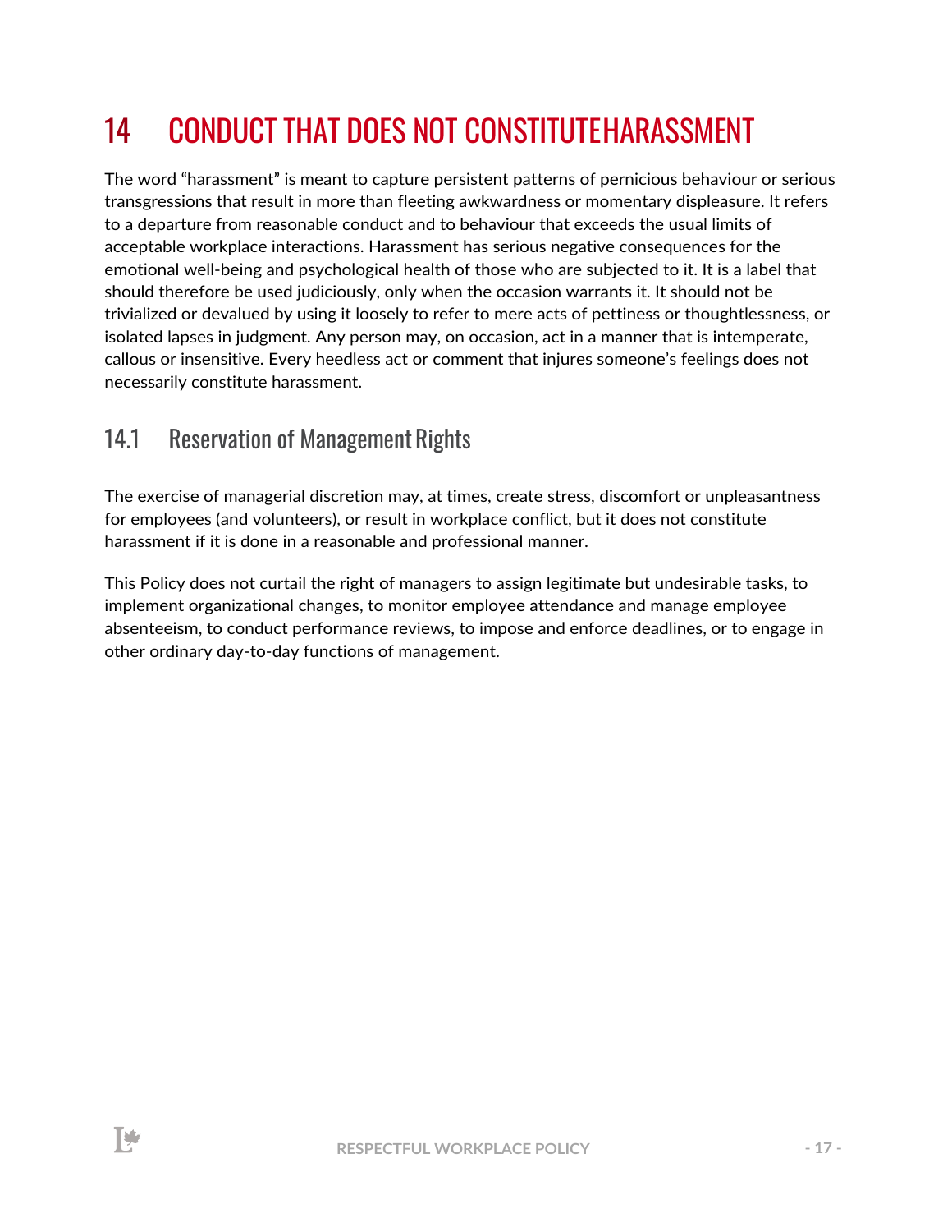# 14 CONDUCT THAT DOES NOT CONSTITUTE HARASSMENT

The word "harassment" is meant to capture persistent patterns of pernicious behaviour or serious transgressions that result in more than fleeting awkwardness or momentary displeasure. It refers to a departure from reasonable conduct and to behaviour that exceeds the usual limits of acceptable workplace interactions. Harassment has serious negative consequences for the emotional well-being and psychological health of those who are subjected to it. It is a label that should therefore be used judiciously, only when the occasion warrants it. It should not be trivialized or devalued by using it loosely to refer to mere acts of pettiness or thoughtlessness, or isolated lapses in judgment. Any person may, on occasion, act in a manner that is intemperate, callous or insensitive. Every heedless act or comment that injures someone's feelings does not necessarily constitute harassment.

## 14.1 Reservation of Management Rights

The exercise of managerial discretion may, at times, create stress, discomfort or unpleasantness for employees (and volunteers), or result in workplace conflict, but it does not constitute harassment if it is done in a reasonable and professional manner.

This Policy does not curtail the right of managers to assign legitimate but undesirable tasks, to implement organizational changes, to monitor employee attendance and manage employee absenteeism, to conduct performance reviews, to impose and enforce deadlines, or to engage in other ordinary day-to-day functions of management.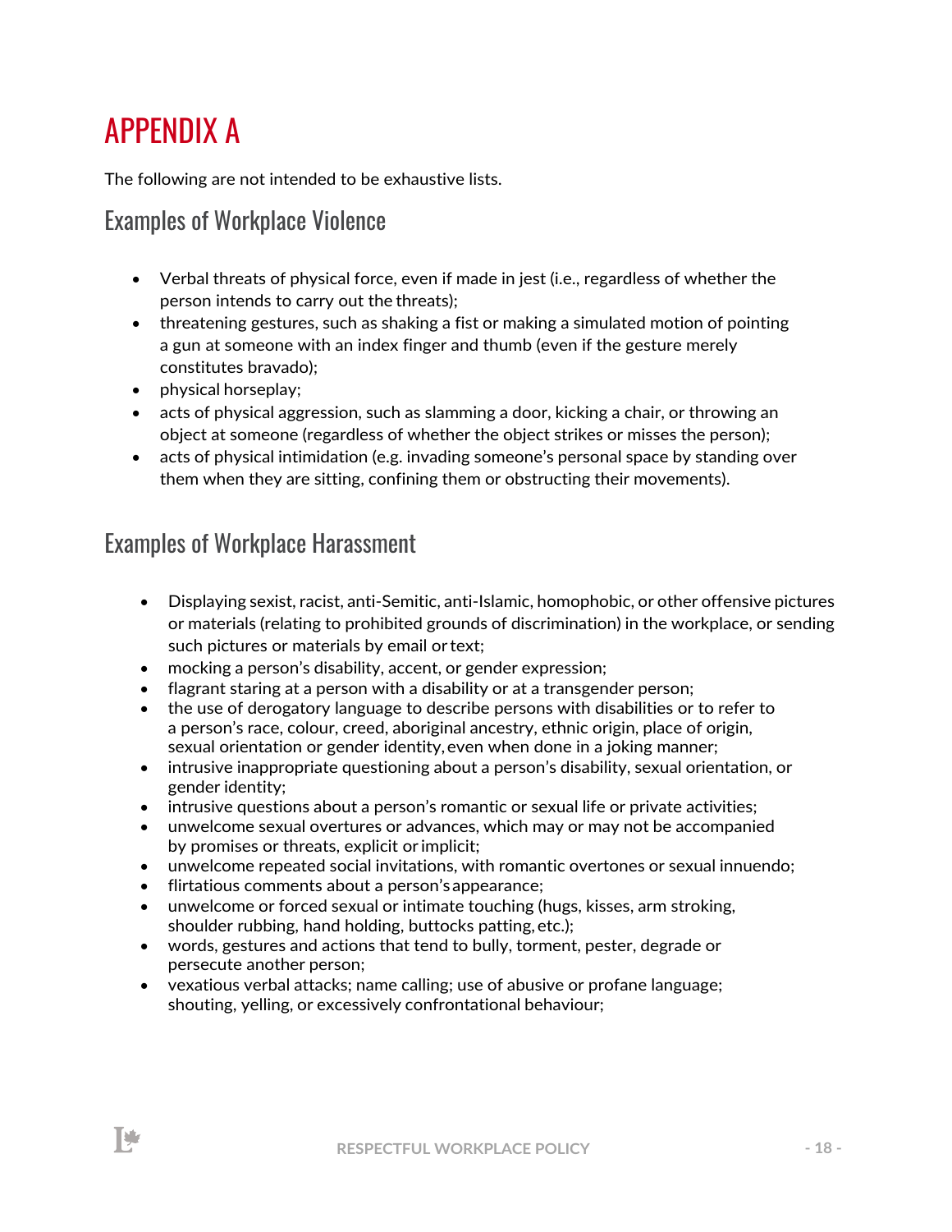# APPENDIX A

The following are not intended to be exhaustive lists.

## Examples of Workplace Violence

- Verbal threats of physical force, even if made in jest (i.e., regardless of whether the person intends to carry out the threats);
- threatening gestures, such as shaking a fist or making a simulated motion of pointing a gun at someone with an index finger and thumb (even if the gesture merely constitutes bravado);
- physical horseplay;
- acts of physical aggression, such as slamming a door, kicking a chair, or throwing an object at someone (regardless of whether the object strikes or misses the person);
- acts of physical intimidation (e.g. invading someone's personal space by standing over them when they are sitting, confining them or obstructing their movements).

## Examples of Workplace Harassment

- Displaying sexist, racist, anti-Semitic, anti-Islamic, homophobic, or other offensive pictures or materials (relating to prohibited grounds of discrimination) in the workplace, or sending such pictures or materials by email or text;
- mocking a person's disability, accent, or gender expression;
- flagrant staring at a person with a disability or at a transgender person;
- the use of derogatory language to describe persons with disabilities or to refer to a person's race, colour, creed, aboriginal ancestry, ethnic origin, place of origin, sexual orientation or gender identity, even when done in a joking manner;
- intrusive inappropriate questioning about a person's disability, sexual orientation, or gender identity;
- intrusive questions about a person's romantic or sexual life or private activities;
- unwelcome sexual overtures or advances, which may or may not be accompanied by promises or threats, explicit or implicit;
- unwelcome repeated social invitations, with romantic overtones or sexual innuendo;
- flirtatious comments about a person's appearance;
- unwelcome or forced sexual or intimate touching (hugs, kisses, arm stroking, shoulder rubbing, hand holding, buttocks patting, etc.);
- words, gestures and actions that tend to bully, torment, pester, degrade or persecute another person;
- vexatious verbal attacks; name calling; use of abusive or profane language; shouting, yelling, or excessively confrontational behaviour;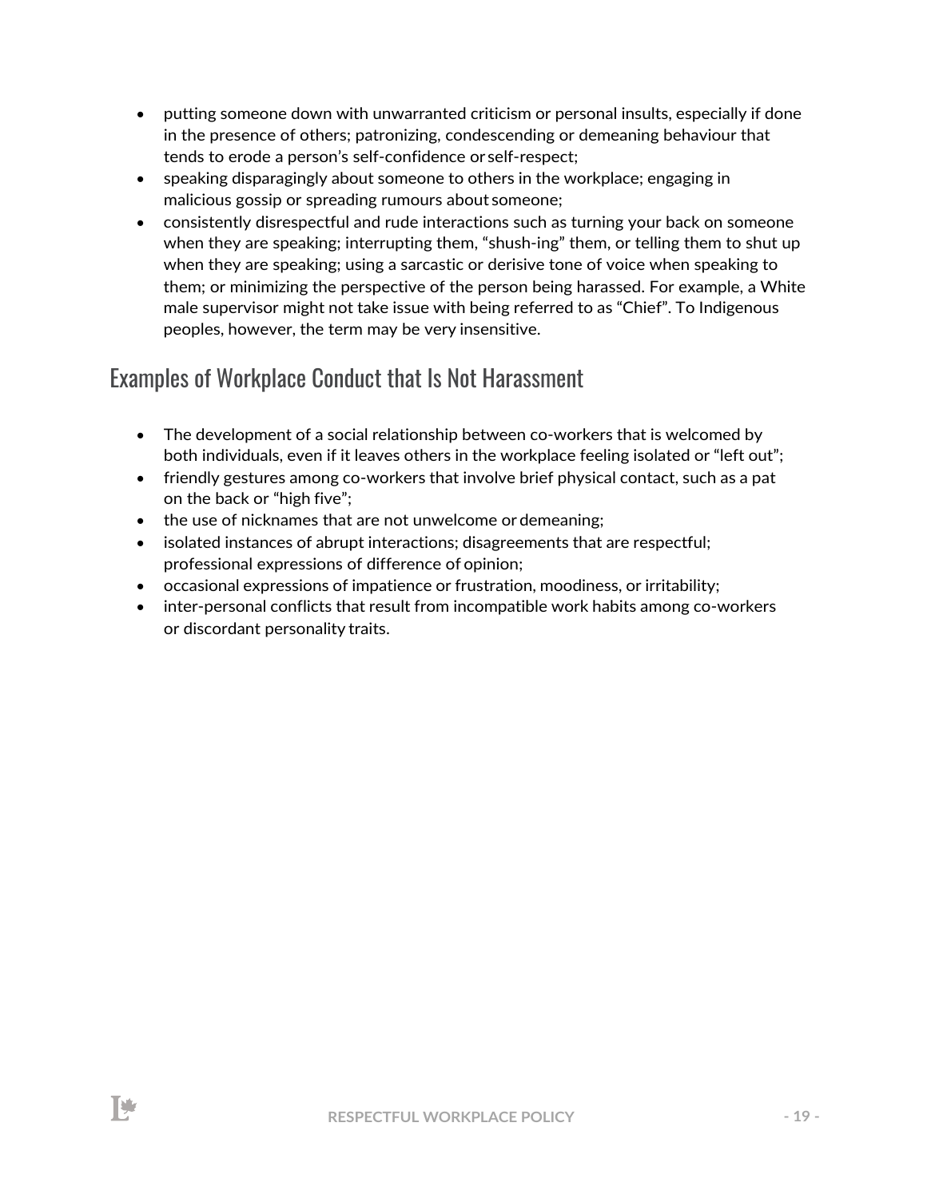- putting someone down with unwarranted criticism or personal insults, especially if done in the presence of others; patronizing, condescending or demeaning behaviour that tends to erode a person's self-confidence or self-respect;
- speaking disparagingly about someone to others in the workplace; engaging in malicious gossip or spreading rumours about someone;
- consistently disrespectful and rude interactions such as turning your back on someone when they are speaking; interrupting them, "shush-ing" them, or telling them to shut up when they are speaking; using a sarcastic or derisive tone of voice when speaking to them; or minimizing the perspective of the person being harassed. For example, a White male supervisor might not take issue with being referred to as "Chief". To Indigenous peoples, however, the term may be very insensitive.

## Examples of Workplace Conduct that Is Not Harassment

- The development of a social relationship between co-workers that is welcomed by both individuals, even if it leaves others in the workplace feeling isolated or "left out";
- friendly gestures among co-workers that involve brief physical contact, such as a pat on the back or "high five";
- the use of nicknames that are not unwelcome or demeaning;
- isolated instances of abrupt interactions; disagreements that are respectful; professional expressions of difference of opinion;
- occasional expressions of impatience or frustration, moodiness, or irritability;
- inter-personal conflicts that result from incompatible work habits among co-workers or discordant personality traits.